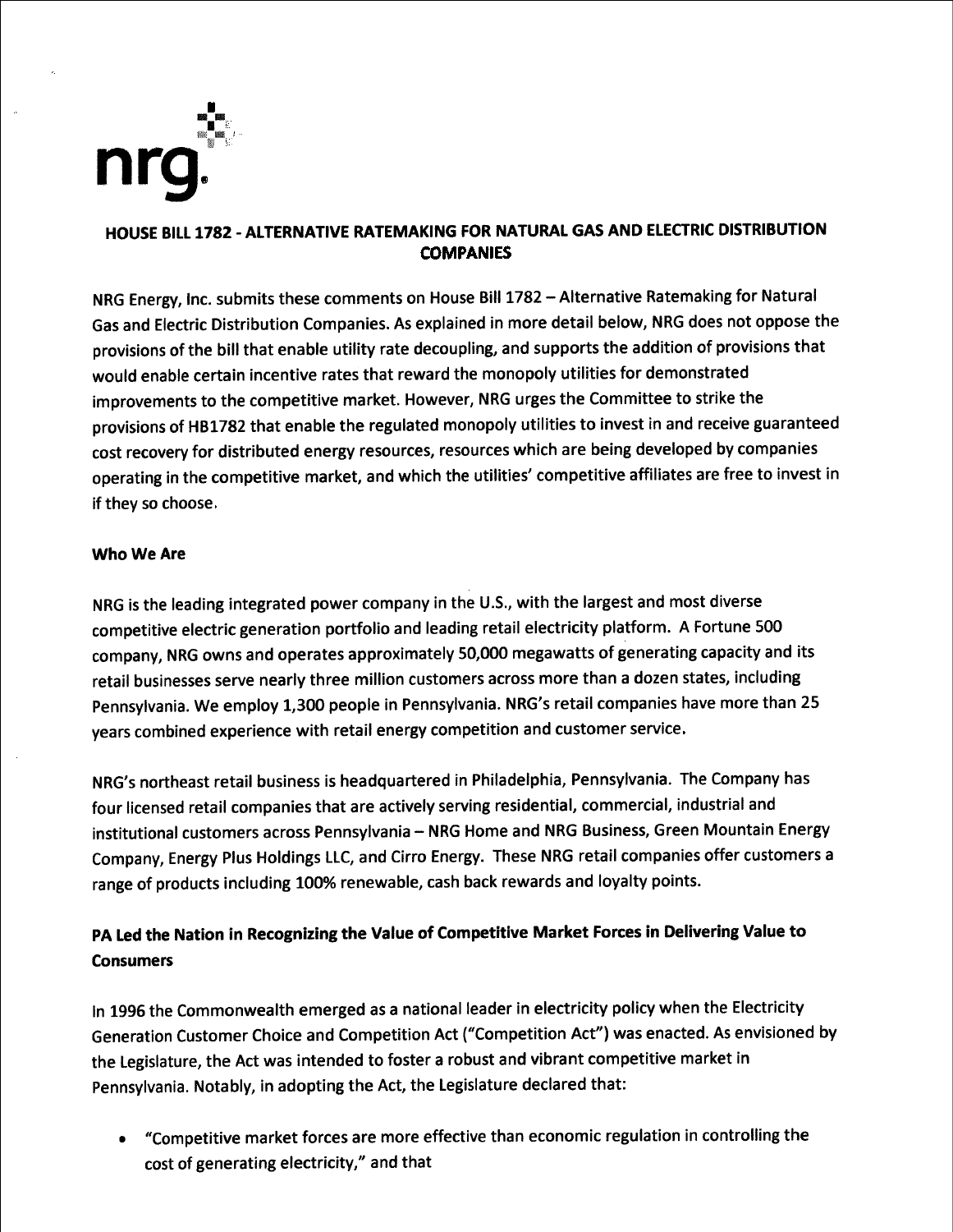nrg

## HOUSE BILL 1782 - ALTERNATIVE RATEMAKING FOR NATURAL GAS AND ELECTRIC DISTRIBUTION COMPANIES

NRG Energy, Inc. submits these comments on House Bill 1782 – Alternative Ratemaking for Natural Gas and Electric Distribution Companies. As explained in more detail below, NRG does not oppose the provisions of the bill that enable utility rate decoupling, and supports the addition of provisions that would enable certain incentive rates that reward the monopoly utilities for demonstrated improvements to the competitive market. However, NRG urges the Committee to strike the provisions of HB1782 that enable the regulated monopoly utilities to invest in and receive guaranteed cost recovery for distributed energy resources, resources which are being developed by companies operating in the competitive market, and which the utilities' competitive affiliates are free to invest in if they so choose.

### Who We Are

NRG is the leading integrated power company in the U.S., with the largest and most diverse competitive electric generation portfolio and leading retail electricity platform. A Fortune 500 company, NRG owns and operates approximately 50,000 megawatts of generating capacity and its retail businesses serve nearly three million customers across more than a dozen states, including Pennsylvania. We employ 1,300 people in Pennsylvania. NRG's retail companies have more than 25 years combined experience with retail energy competition and customer service.

NRG's northeast retail business is headquartered in Philadelphia, Pennsylvania. The Company has four licensed retail companies that are actively serving residential, commercial, industrial and institutional customers across Pennsylvania – NRG Home and NRG Business, Green Mountain Energy Company, Energy Plus Holdings LLC, and Cirro Energy. These NRG retail companies offer customers a range of products including 100% renewable, cash back rewards and loyalty points.

### PA Led the Nation in Recognizing the Value of Competitive Market Forces in Delivering Value to Consumers

In 1996 the Commonwealth emerged as a national leader in electricity policy when the Electricity Generation Customer Choice and Competition Act ("Competition Act") was enacted. As envisioned by the Legislature, the Act was intended to foster a robust and vibrant competitive market in Pennsylvania. Notably, in adopting the Act, the Legislature declared that:

- "Competitive market forces are more effective than economic regulation in controlling the cost of generating electricity," and that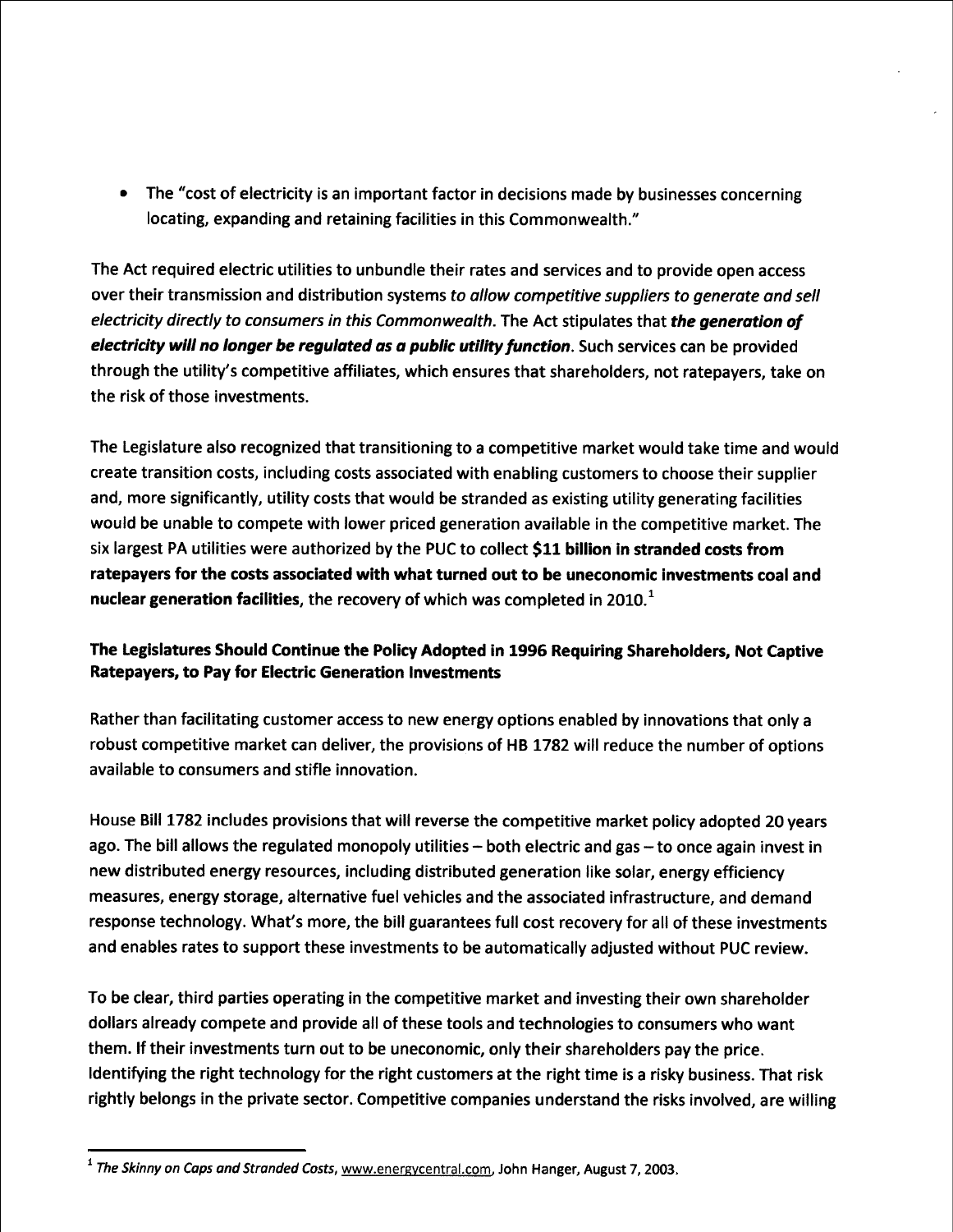- The "cost of electricity is an important factor in decisions made by businesses concerning locating, expanding and retaining facilities in this Commonwealth."

The Act required electric utilities to unbundle their rates and services and to provide open access over their transmission and distribution systems *to allow competitive suppliers to generate and sell electricity directly to consumers in this Commonwealth.* The Act stipulates that ***the generation of electricity will no longer be regulated as a public utility function***. Such services can be provided through the utility's competitive affiliates, which ensures that shareholders, not ratepayers, take on the risk of those investments.

The Legislature also recognized that transitioning to a competitive market would take time and would create transition costs, including costs associated with enabling customers to choose their supplier and, more significantly, utility costs that would be stranded as existing utility generating facilities would be unable to compete with lower priced generation available in the competitive market. The six largest PA utilities were authorized by the PUC to collect **$11 billion in stranded costs from ratepayers for the costs associated with what turned out to be uneconomic investments coal and nuclear generation facilities**, the recovery of which was completed in 2010.[1]

**The Legislatures Should Continue the Policy Adopted in 1996 Requiring Shareholders, Not Captive Ratepayers, to Pay for Electric Generation Investments**

Rather than facilitating customer access to new energy options enabled by innovations that only a robust competitive market can deliver, the provisions of HB 1782 will reduce the number of options available to consumers and stifle innovation.

House Bill 1782 includes provisions that will reverse the competitive market policy adopted 20 years ago. The bill allows the regulated monopoly utilities – both electric and gas – to once again invest in new distributed energy resources, including distributed generation like solar, energy efficiency measures, energy storage, alternative fuel vehicles and the associated infrastructure, and demand response technology. What's more, the bill guarantees full cost recovery for all of these investments and enables rates to support these investments to be automatically adjusted without PUC review.

To be clear, third parties operating in the competitive market and investing their own shareholder dollars already compete and provide all of these tools and technologies to consumers who want them. If their investments turn out to be uneconomic, only their shareholders pay the price. Identifying the right technology for the right customers at the right time is a risky business. That risk rightly belongs in the private sector. Competitive companies understand the risks involved, are willing

---

[1] *The Skinny on Caps and Stranded Costs*, www.energycentral.com, John Hanger, August 7, 2003.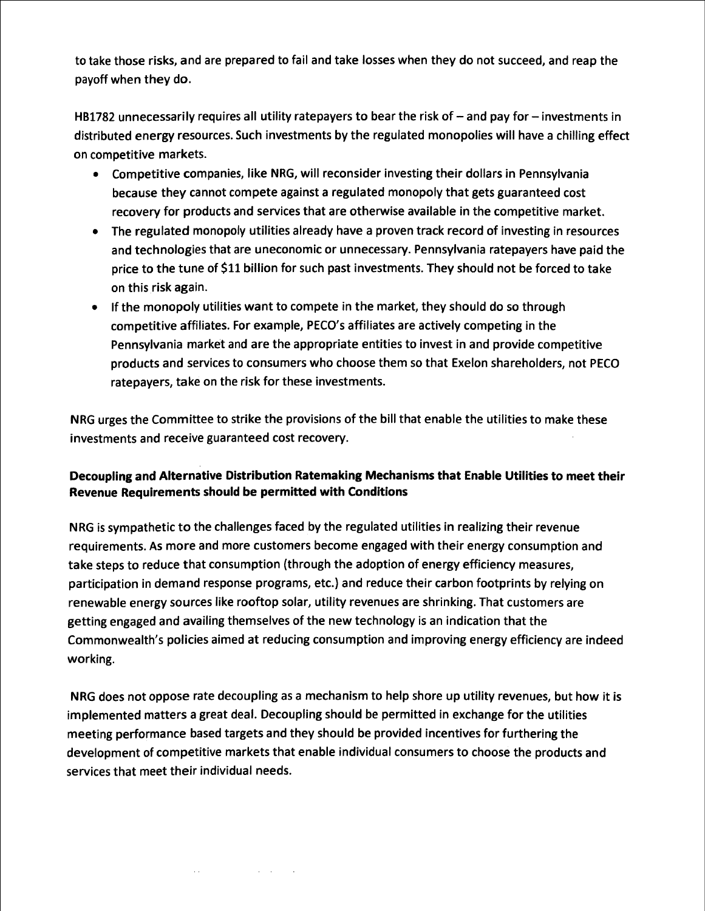to take those risks, and are prepared to fail and take losses when they do not succeed, and reap the payoff when they do.

HB1782 unnecessarily requires all utility ratepayers to bear the risk of – and pay for – investments in distributed energy resources. Such investments by the regulated monopolies will have a chilling effect on competitive markets.

- Competitive companies, like NRG, will reconsider investing their dollars in Pennsylvania because they cannot compete against a regulated monopoly that gets guaranteed cost recovery for products and services that are otherwise available in the competitive market.
- The regulated monopoly utilities already have a proven track record of investing in resources and technologies that are uneconomic or unnecessary. Pennsylvania ratepayers have paid the price to the tune of $11 billion for such past investments. They should not be forced to take on this risk again.
- If the monopoly utilities want to compete in the market, they should do so through competitive affiliates. For example, PECO's affiliates are actively competing in the Pennsylvania market and are the appropriate entities to invest in and provide competitive products and services to consumers who choose them so that Exelon shareholders, not PECO ratepayers, take on the risk for these investments.

NRG urges the Committee to strike the provisions of the bill that enable the utilities to make these investments and receive guaranteed cost recovery.

**Decoupling and Alternative Distribution Ratemaking Mechanisms that Enable Utilities to meet their Revenue Requirements should be permitted with Conditions**

NRG is sympathetic to the challenges faced by the regulated utilities in realizing their revenue requirements. As more and more customers become engaged with their energy consumption and take steps to reduce that consumption (through the adoption of energy efficiency measures, participation in demand response programs, etc.) and reduce their carbon footprints by relying on renewable energy sources like rooftop solar, utility revenues are shrinking. That customers are getting engaged and availing themselves of the new technology is an indication that the Commonwealth's policies aimed at reducing consumption and improving energy efficiency are indeed working.

NRG does not oppose rate decoupling as a mechanism to help shore up utility revenues, but how it is implemented matters a great deal. Decoupling should be permitted in exchange for the utilities meeting performance based targets and they should be provided incentives for furthering the development of competitive markets that enable individual consumers to choose the products and services that meet their individual needs.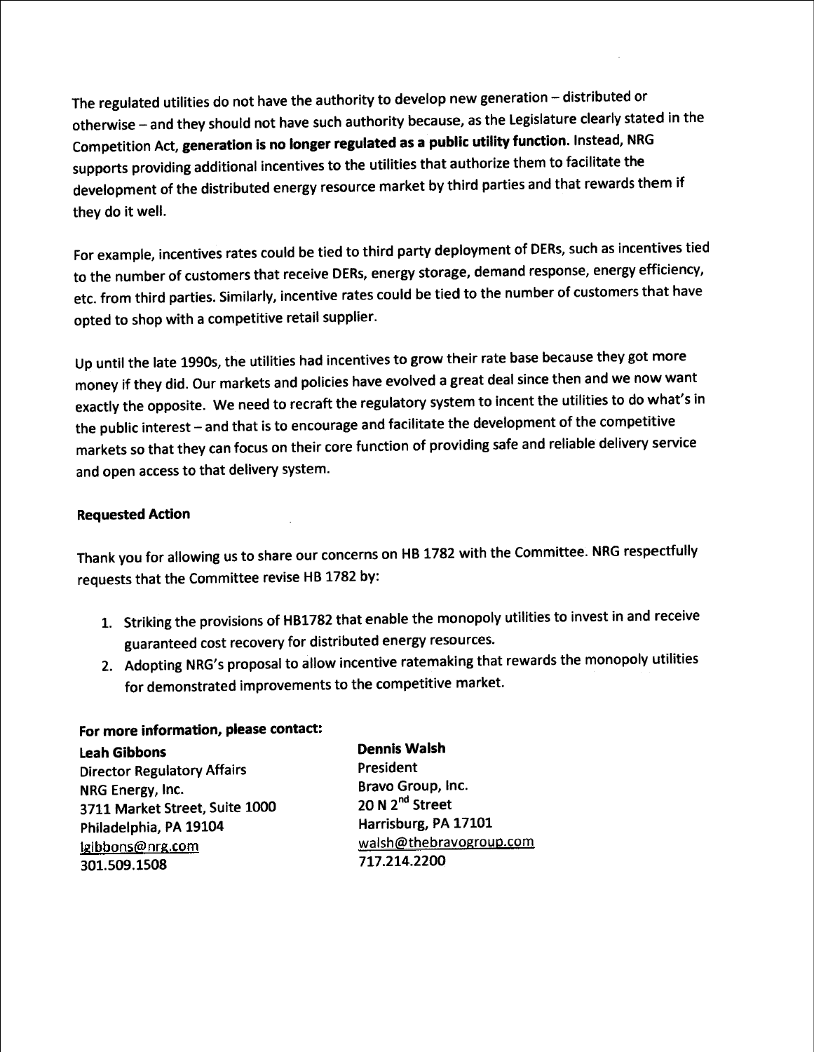The regulated utilities do not have the authority to develop new generation – distributed or otherwise – and they should not have such authority because, as the Legislature clearly stated in the Competition Act, **generation is no longer regulated as a public utility function**. Instead, NRG supports providing additional incentives to the utilities that authorize them to facilitate the development of the distributed energy resource market by third parties and that rewards them if they do it well.

For example, incentives rates could be tied to third party deployment of DERs, such as incentives tied to the number of customers that receive DERs, energy storage, demand response, energy efficiency, etc. from third parties. Similarly, incentive rates could be tied to the number of customers that have opted to shop with a competitive retail supplier.

Up until the late 1990s, the utilities had incentives to grow their rate base because they got more money if they did. Our markets and policies have evolved a great deal since then and we now want exactly the opposite. We need to recraft the regulatory system to incent the utilities to do what's in the public interest – and that is to encourage and facilitate the development of the competitive markets so that they can focus on their core function of providing safe and reliable delivery service and open access to that delivery system.

**Requested Action**

Thank you for allowing us to share our concerns on HB 1782 with the Committee. NRG respectfully requests that the Committee revise HB 1782 by:

1. Striking the provisions of HB1782 that enable the monopoly utilities to invest in and receive guaranteed cost recovery for distributed energy resources.
2. Adopting NRG's proposal to allow incentive ratemaking that rewards the monopoly utilities for demonstrated improvements to the competitive market.

**For more information, please contact:**

**Leah Gibbons**
Director Regulatory Affairs
NRG Energy, Inc.
3711 Market Street, Suite 1000
Philadelphia, PA 19104
lgibbons@nrg.com
301.509.1508

**Dennis Walsh**
President
Bravo Group, Inc.
20 N 2nd Street
Harrisburg, PA 17101
walsh@thebravogroup.com
717.214.2200